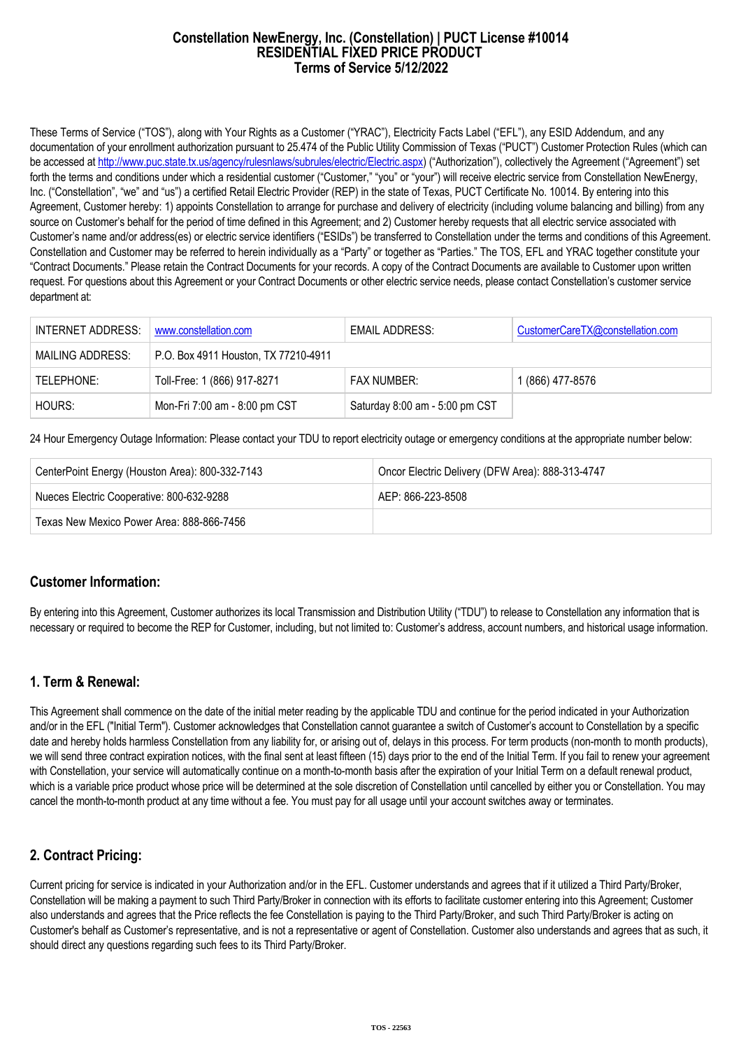# Constellation NewEnergy, Inc. (Constellation) | PUCT License #10014
# RESIDENTIAL FIXED PRICE PRODUCT
# Terms of Service 5/12/2022

These Terms of Service ("TOS"), along with Your Rights as a Customer ("YRAC"), Electricity Facts Label ("EFL"), any ESID Addendum, and any documentation of your enrollment authorization pursuant to 25.474 of the Public Utility Commission of Texas ("PUCT") Customer Protection Rules (which can be accessed at http://www.puc.state.tx.us/agency/rulesnlaws/subrules/electric/Electric.aspx) ("Authorization"), collectively the Agreement ("Agreement") set forth the terms and conditions under which a residential customer ("Customer," "you" or "your") will receive electric service from Constellation NewEnergy, Inc. ("Constellation", "we" and "us") a certified Retail Electric Provider (REP) in the state of Texas, PUCT Certificate No. 10014. By entering into this Agreement, Customer hereby: 1) appoints Constellation to arrange for purchase and delivery of electricity (including volume balancing and billing) from any source on Customer's behalf for the period of time defined in this Agreement; and 2) Customer hereby requests that all electric service associated with Customer's name and/or address(es) or electric service identifiers ("ESIDs") be transferred to Constellation under the terms and conditions of this Agreement. Constellation and Customer may be referred to herein individually as a "Party" or together as "Parties." The TOS, EFL and YRAC together constitute your "Contract Documents." Please retain the Contract Documents for your records. A copy of the Contract Documents are available to Customer upon written request. For questions about this Agreement or your Contract Documents or other electric service needs, please contact Constellation's customer service department at:

| INTERNET ADDRESS: | www.constellation.com | EMAIL ADDRESS: | CustomerCareTX@constellation.com |
|---|---|---|---|
| MAILING ADDRESS: | P.O. Box 4911 Houston, TX 77210-4911 | | |
| TELEPHONE: | Toll-Free: 1 (866) 917-8271 | FAX NUMBER: | 1 (866) 477-8576 |
| HOURS: | Mon-Fri 7:00 am - 8:00 pm CST | Saturday 8:00 am - 5:00 pm CST | |

24 Hour Emergency Outage Information: Please contact your TDU to report electricity outage or emergency conditions at the appropriate number below:

| | |
|---|---|
| CenterPoint Energy (Houston Area): 800-332-7143 | Oncor Electric Delivery (DFW Area): 888-313-4747 |
| Nueces Electric Cooperative: 800-632-9288 | AEP: 866-223-8508 |
| Texas New Mexico Power Area: 888-866-7456 | |

## Customer Information:

By entering into this Agreement, Customer authorizes its local Transmission and Distribution Utility ("TDU") to release to Constellation any information that is necessary or required to become the REP for Customer, including, but not limited to: Customer's address, account numbers, and historical usage information.

## 1. Term & Renewal:

This Agreement shall commence on the date of the initial meter reading by the applicable TDU and continue for the period indicated in your Authorization and/or in the EFL ("Initial Term"). Customer acknowledges that Constellation cannot guarantee a switch of Customer's account to Constellation by a specific date and hereby holds harmless Constellation from any liability for, or arising out of, delays in this process. For term products (non-month to month products), we will send three contract expiration notices, with the final sent at least fifteen (15) days prior to the end of the Initial Term. If you fail to renew your agreement with Constellation, your service will automatically continue on a month-to-month basis after the expiration of your Initial Term on a default renewal product, which is a variable price product whose price will be determined at the sole discretion of Constellation until cancelled by either you or Constellation. You may cancel the month-to-month product at any time without a fee. You must pay for all usage until your account switches away or terminates.

## 2. Contract Pricing:

Current pricing for service is indicated in your Authorization and/or in the EFL. Customer understands and agrees that if it utilized a Third Party/Broker, Constellation will be making a payment to such Third Party/Broker in connection with its efforts to facilitate customer entering into this Agreement; Customer also understands and agrees that the Price reflects the fee Constellation is paying to the Third Party/Broker, and such Third Party/Broker is acting on Customer's behalf as Customer's representative, and is not a representative or agent of Constellation. Customer also understands and agrees that as such, it should direct any questions regarding such fees to its Third Party/Broker.

TOS - 22563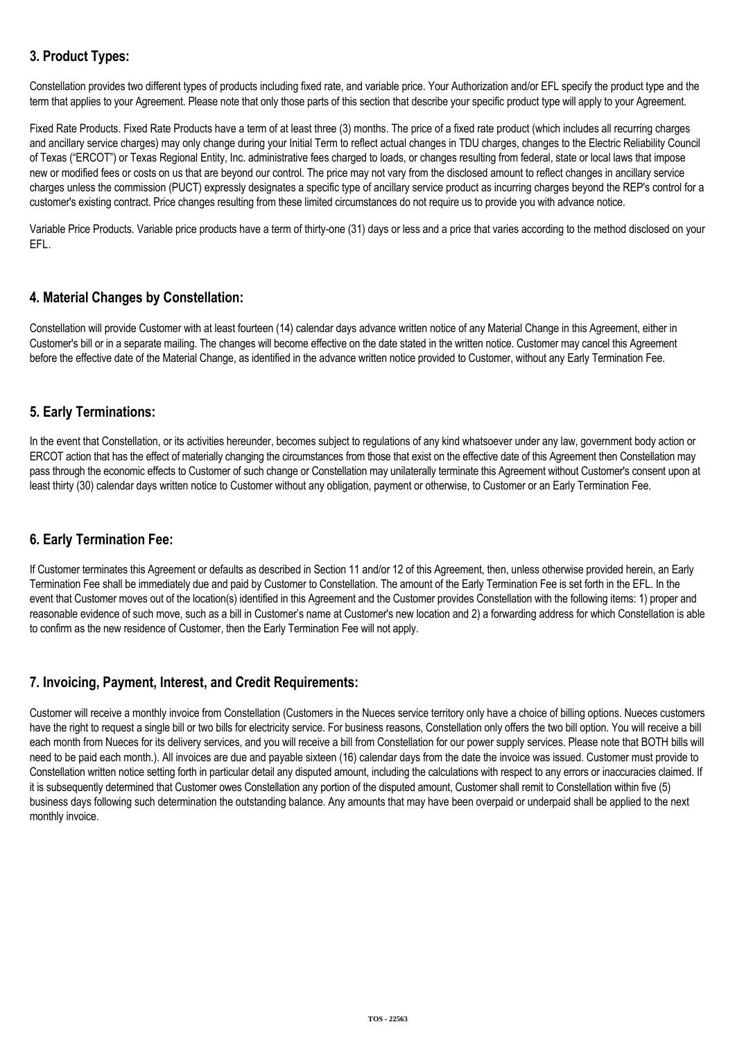## 3. Product Types:

Constellation provides two different types of products including fixed rate, and variable price. Your Authorization and/or EFL specify the product type and the term that applies to your Agreement. Please note that only those parts of this section that describe your specific product type will apply to your Agreement.

Fixed Rate Products. Fixed Rate Products have a term of at least three (3) months. The price of a fixed rate product (which includes all recurring charges and ancillary service charges) may only change during your Initial Term to reflect actual changes in TDU charges, changes to the Electric Reliability Council of Texas ("ERCOT") or Texas Regional Entity, Inc. administrative fees charged to loads, or changes resulting from federal, state or local laws that impose new or modified fees or costs on us that are beyond our control. The price may not vary from the disclosed amount to reflect changes in ancillary service charges unless the commission (PUCT) expressly designates a specific type of ancillary service product as incurring charges beyond the REP's control for a customer's existing contract. Price changes resulting from these limited circumstances do not require us to provide you with advance notice.

Variable Price Products. Variable price products have a term of thirty-one (31) days or less and a price that varies according to the method disclosed on your EFL.

## 4. Material Changes by Constellation:

Constellation will provide Customer with at least fourteen (14) calendar days advance written notice of any Material Change in this Agreement, either in Customer's bill or in a separate mailing. The changes will become effective on the date stated in the written notice. Customer may cancel this Agreement before the effective date of the Material Change, as identified in the advance written notice provided to Customer, without any Early Termination Fee.

## 5. Early Terminations:

In the event that Constellation, or its activities hereunder, becomes subject to regulations of any kind whatsoever under any law, government body action or ERCOT action that has the effect of materially changing the circumstances from those that exist on the effective date of this Agreement then Constellation may pass through the economic effects to Customer of such change or Constellation may unilaterally terminate this Agreement without Customer's consent upon at least thirty (30) calendar days written notice to Customer without any obligation, payment or otherwise, to Customer or an Early Termination Fee.

## 6. Early Termination Fee:

If Customer terminates this Agreement or defaults as described in Section 11 and/or 12 of this Agreement, then, unless otherwise provided herein, an Early Termination Fee shall be immediately due and paid by Customer to Constellation. The amount of the Early Termination Fee is set forth in the EFL. In the event that Customer moves out of the location(s) identified in this Agreement and the Customer provides Constellation with the following items: 1) proper and reasonable evidence of such move, such as a bill in Customer's name at Customer's new location and 2) a forwarding address for which Constellation is able to confirm as the new residence of Customer, then the Early Termination Fee will not apply.

## 7. Invoicing, Payment, Interest, and Credit Requirements:

Customer will receive a monthly invoice from Constellation (Customers in the Nueces service territory only have a choice of billing options. Nueces customers have the right to request a single bill or two bills for electricity service. For business reasons, Constellation only offers the two bill option. You will receive a bill each month from Nueces for its delivery services, and you will receive a bill from Constellation for our power supply services. Please note that BOTH bills will need to be paid each month.). All invoices are due and payable sixteen (16) calendar days from the date the invoice was issued. Customer must provide to Constellation written notice setting forth in particular detail any disputed amount, including the calculations with respect to any errors or inaccuracies claimed. If it is subsequently determined that Customer owes Constellation any portion of the disputed amount, Customer shall remit to Constellation within five (5) business days following such determination the outstanding balance. Any amounts that may have been overpaid or underpaid shall be applied to the next monthly invoice.

TOS - 22563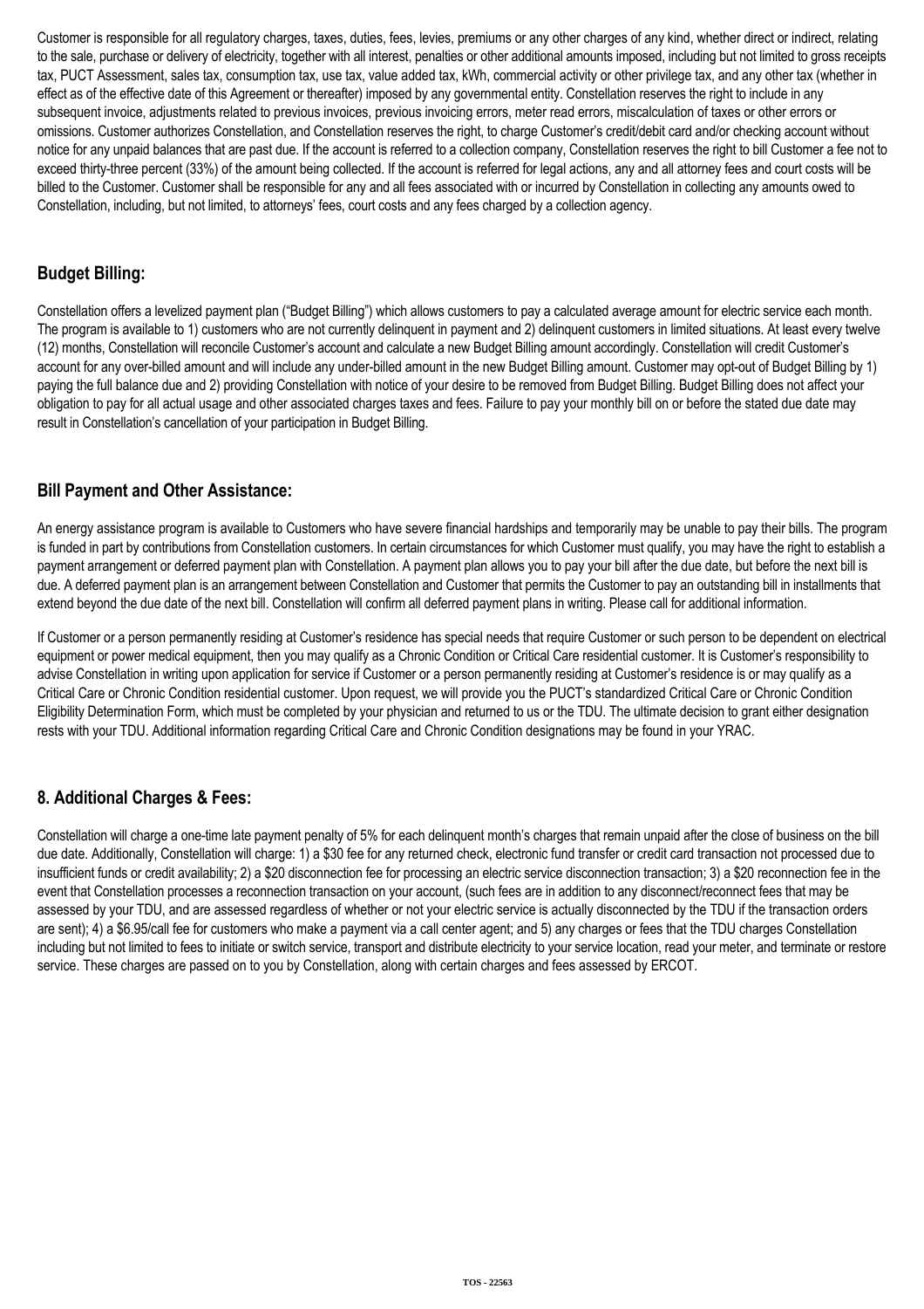Customer is responsible for all regulatory charges, taxes, duties, fees, levies, premiums or any other charges of any kind, whether direct or indirect, relating to the sale, purchase or delivery of electricity, together with all interest, penalties or other additional amounts imposed, including but not limited to gross receipts tax, PUCT Assessment, sales tax, consumption tax, use tax, value added tax, kWh, commercial activity or other privilege tax, and any other tax (whether in effect as of the effective date of this Agreement or thereafter) imposed by any governmental entity. Constellation reserves the right to include in any subsequent invoice, adjustments related to previous invoices, previous invoicing errors, meter read errors, miscalculation of taxes or other errors or omissions. Customer authorizes Constellation, and Constellation reserves the right, to charge Customer's credit/debit card and/or checking account without notice for any unpaid balances that are past due. If the account is referred to a collection company, Constellation reserves the right to bill Customer a fee not to exceed thirty-three percent (33%) of the amount being collected. If the account is referred for legal actions, any and all attorney fees and court costs will be billed to the Customer. Customer shall be responsible for any and all fees associated with or incurred by Constellation in collecting any amounts owed to Constellation, including, but not limited, to attorneys' fees, court costs and any fees charged by a collection agency.

## Budget Billing:

Constellation offers a levelized payment plan ("Budget Billing") which allows customers to pay a calculated average amount for electric service each month. The program is available to 1) customers who are not currently delinquent in payment and 2) delinquent customers in limited situations. At least every twelve (12) months, Constellation will reconcile Customer's account and calculate a new Budget Billing amount accordingly. Constellation will credit Customer's account for any over-billed amount and will include any under-billed amount in the new Budget Billing amount. Customer may opt-out of Budget Billing by 1) paying the full balance due and 2) providing Constellation with notice of your desire to be removed from Budget Billing. Budget Billing does not affect your obligation to pay for all actual usage and other associated charges taxes and fees. Failure to pay your monthly bill on or before the stated due date may result in Constellation's cancellation of your participation in Budget Billing.

## Bill Payment and Other Assistance:

An energy assistance program is available to Customers who have severe financial hardships and temporarily may be unable to pay their bills. The program is funded in part by contributions from Constellation customers. In certain circumstances for which Customer must qualify, you may have the right to establish a payment arrangement or deferred payment plan with Constellation. A payment plan allows you to pay your bill after the due date, but before the next bill is due. A deferred payment plan is an arrangement between Constellation and Customer that permits the Customer to pay an outstanding bill in installments that extend beyond the due date of the next bill. Constellation will confirm all deferred payment plans in writing. Please call for additional information.

If Customer or a person permanently residing at Customer's residence has special needs that require Customer or such person to be dependent on electrical equipment or power medical equipment, then you may qualify as a Chronic Condition or Critical Care residential customer. It is Customer's responsibility to advise Constellation in writing upon application for service if Customer or a person permanently residing at Customer's residence is or may qualify as a Critical Care or Chronic Condition residential customer. Upon request, we will provide you the PUCT's standardized Critical Care or Chronic Condition Eligibility Determination Form, which must be completed by your physician and returned to us or the TDU. The ultimate decision to grant either designation rests with your TDU. Additional information regarding Critical Care and Chronic Condition designations may be found in your YRAC.

## 8. Additional Charges & Fees:

Constellation will charge a one-time late payment penalty of 5% for each delinquent month's charges that remain unpaid after the close of business on the bill due date. Additionally, Constellation will charge: 1) a $30 fee for any returned check, electronic fund transfer or credit card transaction not processed due to insufficient funds or credit availability; 2) a $20 disconnection fee for processing an electric service disconnection transaction; 3) a $20 reconnection fee in the event that Constellation processes a reconnection transaction on your account, (such fees are in addition to any disconnect/reconnect fees that may be assessed by your TDU, and are assessed regardless of whether or not your electric service is actually disconnected by the TDU if the transaction orders are sent); 4) a $6.95/call fee for customers who make a payment via a call center agent; and 5) any charges or fees that the TDU charges Constellation including but not limited to fees to initiate or switch service, transport and distribute electricity to your service location, read your meter, and terminate or restore service. These charges are passed on to you by Constellation, along with certain charges and fees assessed by ERCOT.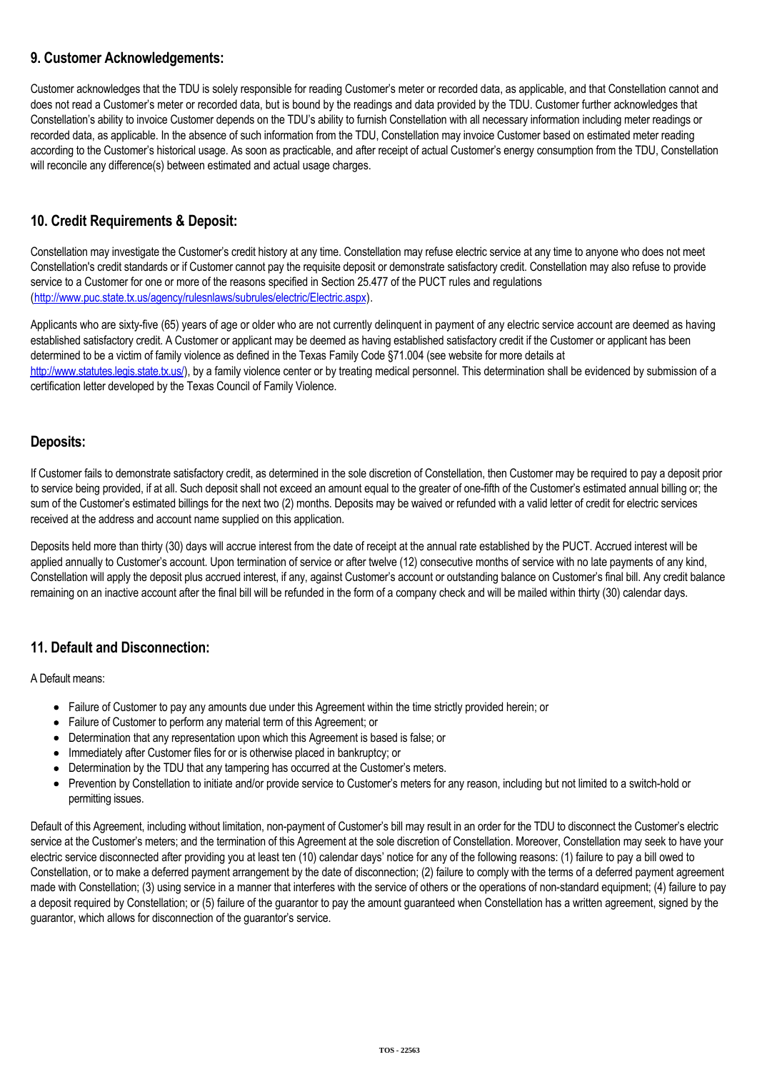## 9. Customer Acknowledgements:

Customer acknowledges that the TDU is solely responsible for reading Customer's meter or recorded data, as applicable, and that Constellation cannot and does not read a Customer's meter or recorded data, but is bound by the readings and data provided by the TDU. Customer further acknowledges that Constellation's ability to invoice Customer depends on the TDU's ability to furnish Constellation with all necessary information including meter readings or recorded data, as applicable. In the absence of such information from the TDU, Constellation may invoice Customer based on estimated meter reading according to the Customer's historical usage. As soon as practicable, and after receipt of actual Customer's energy consumption from the TDU, Constellation will reconcile any difference(s) between estimated and actual usage charges.

## 10. Credit Requirements & Deposit:

Constellation may investigate the Customer's credit history at any time. Constellation may refuse electric service at any time to anyone who does not meet Constellation's credit standards or if Customer cannot pay the requisite deposit or demonstrate satisfactory credit. Constellation may also refuse to provide service to a Customer for one or more of the reasons specified in Section 25.477 of the PUCT rules and regulations (http://www.puc.state.tx.us/agency/rulesnlaws/subrules/electric/Electric.aspx).

Applicants who are sixty-five (65) years of age or older who are not currently delinquent in payment of any electric service account are deemed as having established satisfactory credit. A Customer or applicant may be deemed as having established satisfactory credit if the Customer or applicant has been determined to be a victim of family violence as defined in the Texas Family Code §71.004 (see website for more details at http://www.statutes.legis.state.tx.us/), by a family violence center or by treating medical personnel. This determination shall be evidenced by submission of a certification letter developed by the Texas Council of Family Violence.

## Deposits:

If Customer fails to demonstrate satisfactory credit, as determined in the sole discretion of Constellation, then Customer may be required to pay a deposit prior to service being provided, if at all. Such deposit shall not exceed an amount equal to the greater of one-fifth of the Customer's estimated annual billing or; the sum of the Customer's estimated billings for the next two (2) months. Deposits may be waived or refunded with a valid letter of credit for electric services received at the address and account name supplied on this application.

Deposits held more than thirty (30) days will accrue interest from the date of receipt at the annual rate established by the PUCT. Accrued interest will be applied annually to Customer's account. Upon termination of service or after twelve (12) consecutive months of service with no late payments of any kind, Constellation will apply the deposit plus accrued interest, if any, against Customer's account or outstanding balance on Customer's final bill. Any credit balance remaining on an inactive account after the final bill will be refunded in the form of a company check and will be mailed within thirty (30) calendar days.

## 11. Default and Disconnection:

A Default means:

- Failure of Customer to pay any amounts due under this Agreement within the time strictly provided herein; or
- Failure of Customer to perform any material term of this Agreement; or
- Determination that any representation upon which this Agreement is based is false; or
- Immediately after Customer files for or is otherwise placed in bankruptcy; or
- Determination by the TDU that any tampering has occurred at the Customer's meters.
- Prevention by Constellation to initiate and/or provide service to Customer's meters for any reason, including but not limited to a switch-hold or permitting issues.

Default of this Agreement, including without limitation, non-payment of Customer's bill may result in an order for the TDU to disconnect the Customer's electric service at the Customer's meters; and the termination of this Agreement at the sole discretion of Constellation. Moreover, Constellation may seek to have your electric service disconnected after providing you at least ten (10) calendar days' notice for any of the following reasons: (1) failure to pay a bill owed to Constellation, or to make a deferred payment arrangement by the date of disconnection; (2) failure to comply with the terms of a deferred payment agreement made with Constellation; (3) using service in a manner that interferes with the service of others or the operations of non-standard equipment; (4) failure to pay a deposit required by Constellation; or (5) failure of the guarantor to pay the amount guaranteed when Constellation has a written agreement, signed by the guarantor, which allows for disconnection of the guarantor's service.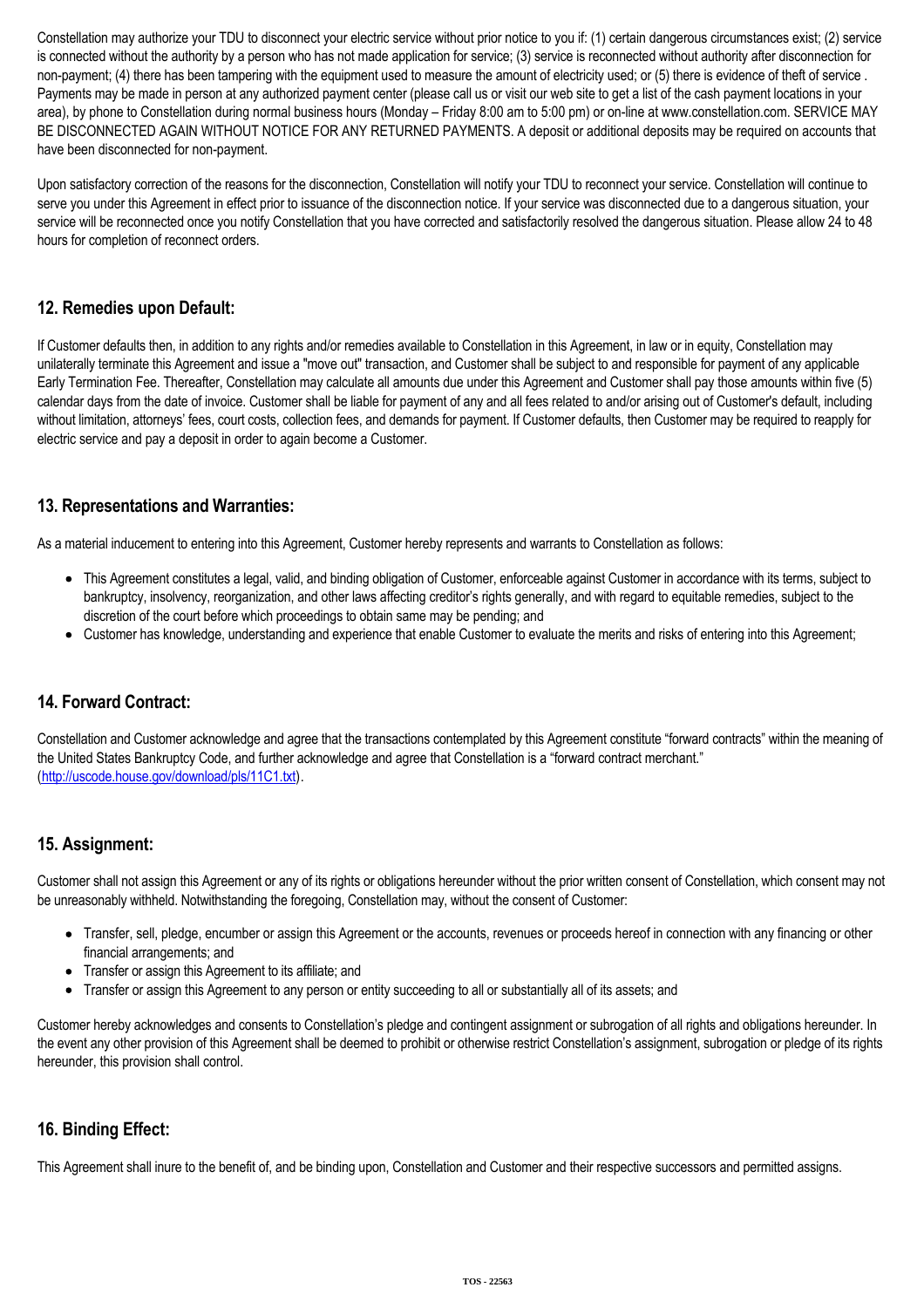Constellation may authorize your TDU to disconnect your electric service without prior notice to you if: (1) certain dangerous circumstances exist; (2) service is connected without the authority by a person who has not made application for service; (3) service is reconnected without authority after disconnection for non-payment; (4) there has been tampering with the equipment used to measure the amount of electricity used; or (5) there is evidence of theft of service . Payments may be made in person at any authorized payment center (please call us or visit our web site to get a list of the cash payment locations in your area), by phone to Constellation during normal business hours (Monday – Friday 8:00 am to 5:00 pm) or on-line at www.constellation.com. SERVICE MAY BE DISCONNECTED AGAIN WITHOUT NOTICE FOR ANY RETURNED PAYMENTS. A deposit or additional deposits may be required on accounts that have been disconnected for non-payment.

Upon satisfactory correction of the reasons for the disconnection, Constellation will notify your TDU to reconnect your service. Constellation will continue to serve you under this Agreement in effect prior to issuance of the disconnection notice. If your service was disconnected due to a dangerous situation, your service will be reconnected once you notify Constellation that you have corrected and satisfactorily resolved the dangerous situation. Please allow 24 to 48 hours for completion of reconnect orders.

## 12. Remedies upon Default:

If Customer defaults then, in addition to any rights and/or remedies available to Constellation in this Agreement, in law or in equity, Constellation may unilaterally terminate this Agreement and issue a "move out" transaction, and Customer shall be subject to and responsible for payment of any applicable Early Termination Fee. Thereafter, Constellation may calculate all amounts due under this Agreement and Customer shall pay those amounts within five (5) calendar days from the date of invoice. Customer shall be liable for payment of any and all fees related to and/or arising out of Customer's default, including without limitation, attorneys' fees, court costs, collection fees, and demands for payment. If Customer defaults, then Customer may be required to reapply for electric service and pay a deposit in order to again become a Customer.

## 13. Representations and Warranties:

As a material inducement to entering into this Agreement, Customer hereby represents and warrants to Constellation as follows:

- This Agreement constitutes a legal, valid, and binding obligation of Customer, enforceable against Customer in accordance with its terms, subject to bankruptcy, insolvency, reorganization, and other laws affecting creditor's rights generally, and with regard to equitable remedies, subject to the discretion of the court before which proceedings to obtain same may be pending; and
- Customer has knowledge, understanding and experience that enable Customer to evaluate the merits and risks of entering into this Agreement;

## 14. Forward Contract:

Constellation and Customer acknowledge and agree that the transactions contemplated by this Agreement constitute "forward contracts" within the meaning of the United States Bankruptcy Code, and further acknowledge and agree that Constellation is a "forward contract merchant." (http://uscode.house.gov/download/pls/11C1.txt).

## 15. Assignment:

Customer shall not assign this Agreement or any of its rights or obligations hereunder without the prior written consent of Constellation, which consent may not be unreasonably withheld. Notwithstanding the foregoing, Constellation may, without the consent of Customer:

- Transfer, sell, pledge, encumber or assign this Agreement or the accounts, revenues or proceeds hereof in connection with any financing or other financial arrangements; and
- Transfer or assign this Agreement to its affiliate; and
- Transfer or assign this Agreement to any person or entity succeeding to all or substantially all of its assets; and

Customer hereby acknowledges and consents to Constellation's pledge and contingent assignment or subrogation of all rights and obligations hereunder. In the event any other provision of this Agreement shall be deemed to prohibit or otherwise restrict Constellation's assignment, subrogation or pledge of its rights hereunder, this provision shall control.

## 16. Binding Effect:

This Agreement shall inure to the benefit of, and be binding upon, Constellation and Customer and their respective successors and permitted assigns.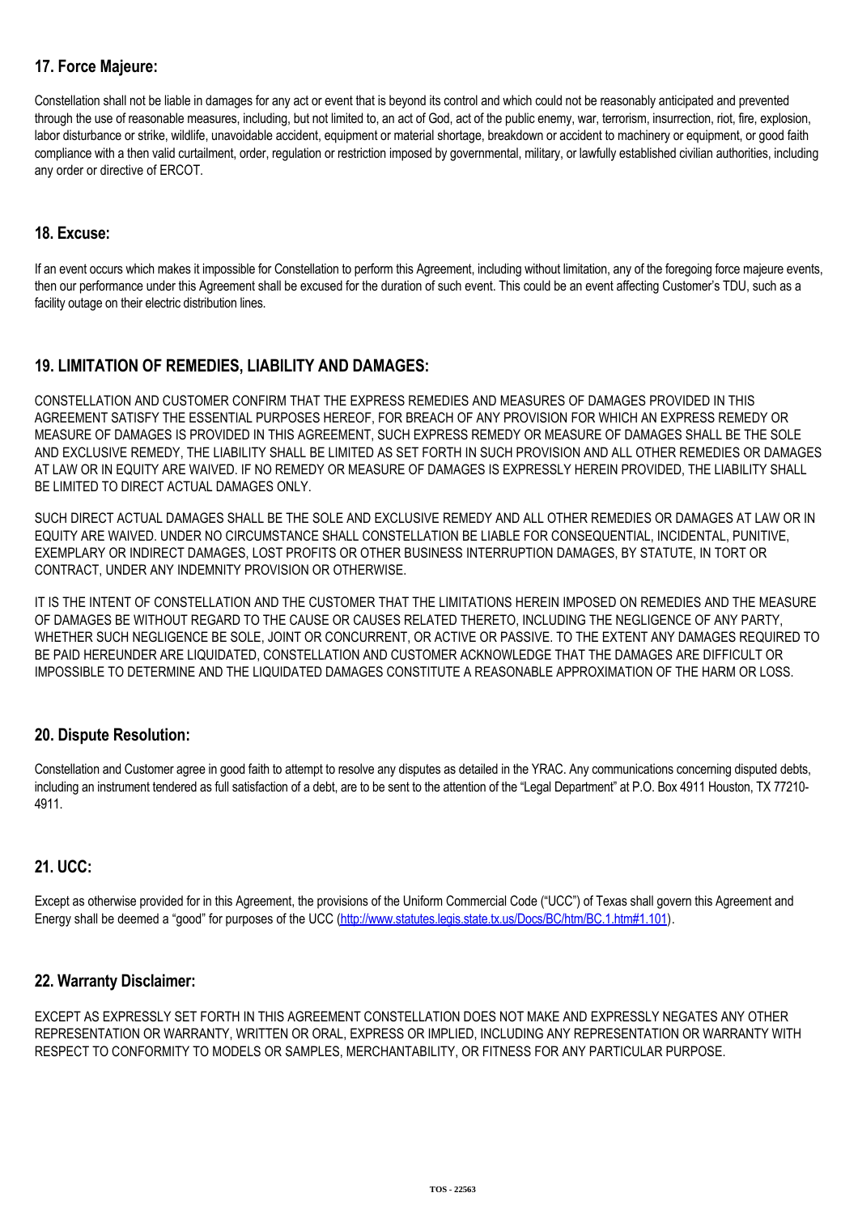## 17. Force Majeure:

Constellation shall not be liable in damages for any act or event that is beyond its control and which could not be reasonably anticipated and prevented through the use of reasonable measures, including, but not limited to, an act of God, act of the public enemy, war, terrorism, insurrection, riot, fire, explosion, labor disturbance or strike, wildlife, unavoidable accident, equipment or material shortage, breakdown or accident to machinery or equipment, or good faith compliance with a then valid curtailment, order, regulation or restriction imposed by governmental, military, or lawfully established civilian authorities, including any order or directive of ERCOT.

## 18. Excuse:

If an event occurs which makes it impossible for Constellation to perform this Agreement, including without limitation, any of the foregoing force majeure events, then our performance under this Agreement shall be excused for the duration of such event. This could be an event affecting Customer's TDU, such as a facility outage on their electric distribution lines.

## 19. LIMITATION OF REMEDIES, LIABILITY AND DAMAGES:

CONSTELLATION AND CUSTOMER CONFIRM THAT THE EXPRESS REMEDIES AND MEASURES OF DAMAGES PROVIDED IN THIS AGREEMENT SATISFY THE ESSENTIAL PURPOSES HEREOF, FOR BREACH OF ANY PROVISION FOR WHICH AN EXPRESS REMEDY OR MEASURE OF DAMAGES IS PROVIDED IN THIS AGREEMENT, SUCH EXPRESS REMEDY OR MEASURE OF DAMAGES SHALL BE THE SOLE AND EXCLUSIVE REMEDY, THE LIABILITY SHALL BE LIMITED AS SET FORTH IN SUCH PROVISION AND ALL OTHER REMEDIES OR DAMAGES AT LAW OR IN EQUITY ARE WAIVED. IF NO REMEDY OR MEASURE OF DAMAGES IS EXPRESSLY HEREIN PROVIDED, THE LIABILITY SHALL BE LIMITED TO DIRECT ACTUAL DAMAGES ONLY.

SUCH DIRECT ACTUAL DAMAGES SHALL BE THE SOLE AND EXCLUSIVE REMEDY AND ALL OTHER REMEDIES OR DAMAGES AT LAW OR IN EQUITY ARE WAIVED. UNDER NO CIRCUMSTANCE SHALL CONSTELLATION BE LIABLE FOR CONSEQUENTIAL, INCIDENTAL, PUNITIVE, EXEMPLARY OR INDIRECT DAMAGES, LOST PROFITS OR OTHER BUSINESS INTERRUPTION DAMAGES, BY STATUTE, IN TORT OR CONTRACT, UNDER ANY INDEMNITY PROVISION OR OTHERWISE.

IT IS THE INTENT OF CONSTELLATION AND THE CUSTOMER THAT THE LIMITATIONS HEREIN IMPOSED ON REMEDIES AND THE MEASURE OF DAMAGES BE WITHOUT REGARD TO THE CAUSE OR CAUSES RELATED THERETO, INCLUDING THE NEGLIGENCE OF ANY PARTY, WHETHER SUCH NEGLIGENCE BE SOLE, JOINT OR CONCURRENT, OR ACTIVE OR PASSIVE. TO THE EXTENT ANY DAMAGES REQUIRED TO BE PAID HEREUNDER ARE LIQUIDATED, CONSTELLATION AND CUSTOMER ACKNOWLEDGE THAT THE DAMAGES ARE DIFFICULT OR IMPOSSIBLE TO DETERMINE AND THE LIQUIDATED DAMAGES CONSTITUTE A REASONABLE APPROXIMATION OF THE HARM OR LOSS.

## 20. Dispute Resolution:

Constellation and Customer agree in good faith to attempt to resolve any disputes as detailed in the YRAC. Any communications concerning disputed debts, including an instrument tendered as full satisfaction of a debt, are to be sent to the attention of the "Legal Department" at P.O. Box 4911 Houston, TX 77210-4911.

## 21. UCC:

Except as otherwise provided for in this Agreement, the provisions of the Uniform Commercial Code ("UCC") of Texas shall govern this Agreement and Energy shall be deemed a "good" for purposes of the UCC (http://www.statutes.legis.state.tx.us/Docs/BC/htm/BC.1.htm#1.101).

## 22. Warranty Disclaimer:

EXCEPT AS EXPRESSLY SET FORTH IN THIS AGREEMENT CONSTELLATION DOES NOT MAKE AND EXPRESSLY NEGATES ANY OTHER REPRESENTATION OR WARRANTY, WRITTEN OR ORAL, EXPRESS OR IMPLIED, INCLUDING ANY REPRESENTATION OR WARRANTY WITH RESPECT TO CONFORMITY TO MODELS OR SAMPLES, MERCHANTABILITY, OR FITNESS FOR ANY PARTICULAR PURPOSE.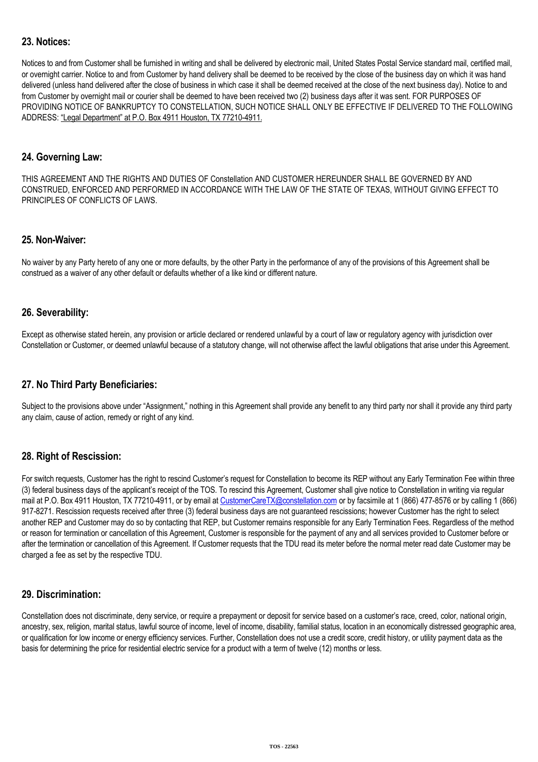## 23. Notices:

Notices to and from Customer shall be furnished in writing and shall be delivered by electronic mail, United States Postal Service standard mail, certified mail, or overnight carrier. Notice to and from Customer by hand delivery shall be deemed to be received by the close of the business day on which it was hand delivered (unless hand delivered after the close of business in which case it shall be deemed received at the close of the next business day). Notice to and from Customer by overnight mail or courier shall be deemed to have been received two (2) business days after it was sent. FOR PURPOSES OF PROVIDING NOTICE OF BANKRUPTCY TO CONSTELLATION, SUCH NOTICE SHALL ONLY BE EFFECTIVE IF DELIVERED TO THE FOLLOWING ADDRESS: "Legal Department" at P.O. Box 4911 Houston, TX 77210-4911.

## 24. Governing Law:

THIS AGREEMENT AND THE RIGHTS AND DUTIES OF Constellation AND CUSTOMER HEREUNDER SHALL BE GOVERNED BY AND CONSTRUED, ENFORCED AND PERFORMED IN ACCORDANCE WITH THE LAW OF THE STATE OF TEXAS, WITHOUT GIVING EFFECT TO PRINCIPLES OF CONFLICTS OF LAWS.

## 25. Non-Waiver:

No waiver by any Party hereto of any one or more defaults, by the other Party in the performance of any of the provisions of this Agreement shall be construed as a waiver of any other default or defaults whether of a like kind or different nature.

## 26. Severability:

Except as otherwise stated herein, any provision or article declared or rendered unlawful by a court of law or regulatory agency with jurisdiction over Constellation or Customer, or deemed unlawful because of a statutory change, will not otherwise affect the lawful obligations that arise under this Agreement.

## 27. No Third Party Beneficiaries:

Subject to the provisions above under "Assignment," nothing in this Agreement shall provide any benefit to any third party nor shall it provide any third party any claim, cause of action, remedy or right of any kind.

## 28. Right of Rescission:

For switch requests, Customer has the right to rescind Customer's request for Constellation to become its REP without any Early Termination Fee within three (3) federal business days of the applicant's receipt of the TOS. To rescind this Agreement, Customer shall give notice to Constellation in writing via regular mail at P.O. Box 4911 Houston, TX 77210-4911, or by email at CustomerCareTX@constellation.com or by facsimile at 1 (866) 477-8576 or by calling 1 (866) 917-8271. Rescission requests received after three (3) federal business days are not guaranteed rescissions; however Customer has the right to select another REP and Customer may do so by contacting that REP, but Customer remains responsible for any Early Termination Fees. Regardless of the method or reason for termination or cancellation of this Agreement, Customer is responsible for the payment of any and all services provided to Customer before or after the termination or cancellation of this Agreement. If Customer requests that the TDU read its meter before the normal meter read date Customer may be charged a fee as set by the respective TDU.

## 29. Discrimination:

Constellation does not discriminate, deny service, or require a prepayment or deposit for service based on a customer's race, creed, color, national origin, ancestry, sex, religion, marital status, lawful source of income, level of income, disability, familial status, location in an economically distressed geographic area, or qualification for low income or energy efficiency services. Further, Constellation does not use a credit score, credit history, or utility payment data as the basis for determining the price for residential electric service for a product with a term of twelve (12) months or less.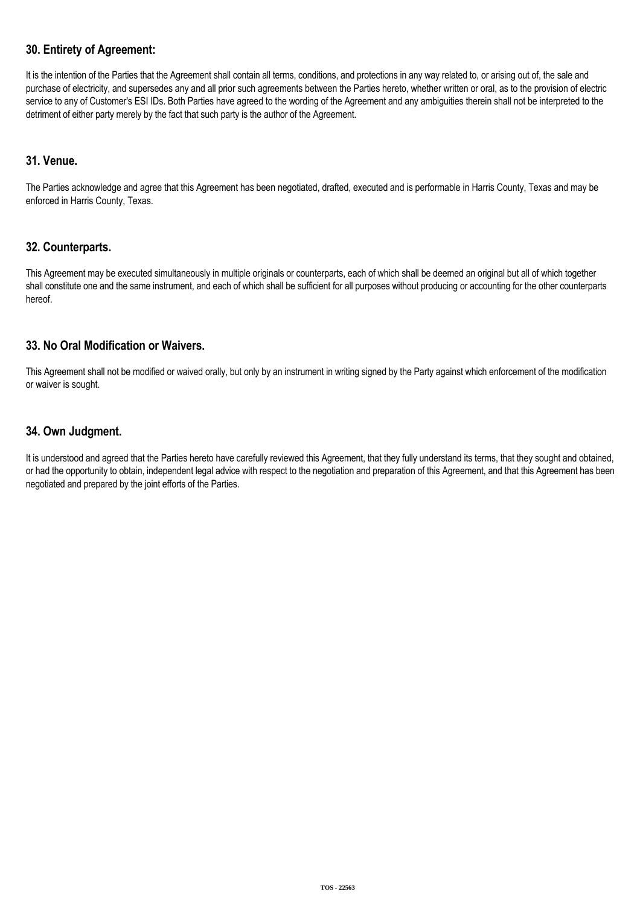## 30. Entirety of Agreement:

It is the intention of the Parties that the Agreement shall contain all terms, conditions, and protections in any way related to, or arising out of, the sale and purchase of electricity, and supersedes any and all prior such agreements between the Parties hereto, whether written or oral, as to the provision of electric service to any of Customer's ESI IDs. Both Parties have agreed to the wording of the Agreement and any ambiguities therein shall not be interpreted to the detriment of either party merely by the fact that such party is the author of the Agreement.

## 31. Venue.

The Parties acknowledge and agree that this Agreement has been negotiated, drafted, executed and is performable in Harris County, Texas and may be enforced in Harris County, Texas.

## 32. Counterparts.

This Agreement may be executed simultaneously in multiple originals or counterparts, each of which shall be deemed an original but all of which together shall constitute one and the same instrument, and each of which shall be sufficient for all purposes without producing or accounting for the other counterparts hereof.

## 33. No Oral Modification or Waivers.

This Agreement shall not be modified or waived orally, but only by an instrument in writing signed by the Party against which enforcement of the modification or waiver is sought.

## 34. Own Judgment.

It is understood and agreed that the Parties hereto have carefully reviewed this Agreement, that they fully understand its terms, that they sought and obtained, or had the opportunity to obtain, independent legal advice with respect to the negotiation and preparation of this Agreement, and that this Agreement has been negotiated and prepared by the joint efforts of the Parties.

TOS - 22563